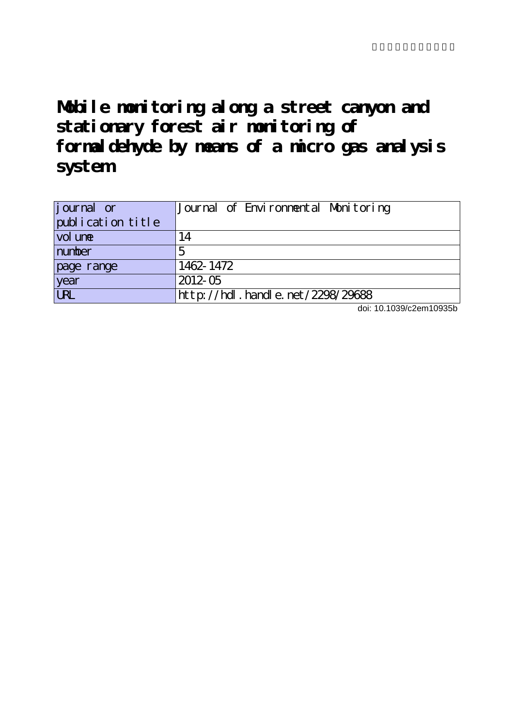# Mobile monitoring along a street canyon and stationary forest air monitoring of formaldehyde by means of a micro gas analysis system

| journal or publication title | Journal of Environmental Monitoring |
|---|---|
| volume | 14 |
| number | 5 |
| page range | 1462-1472 |
| year | 2012-05 |
| URL | http://hdl.handle.net/2298/29688 |

doi: 10.1039/c2em10935b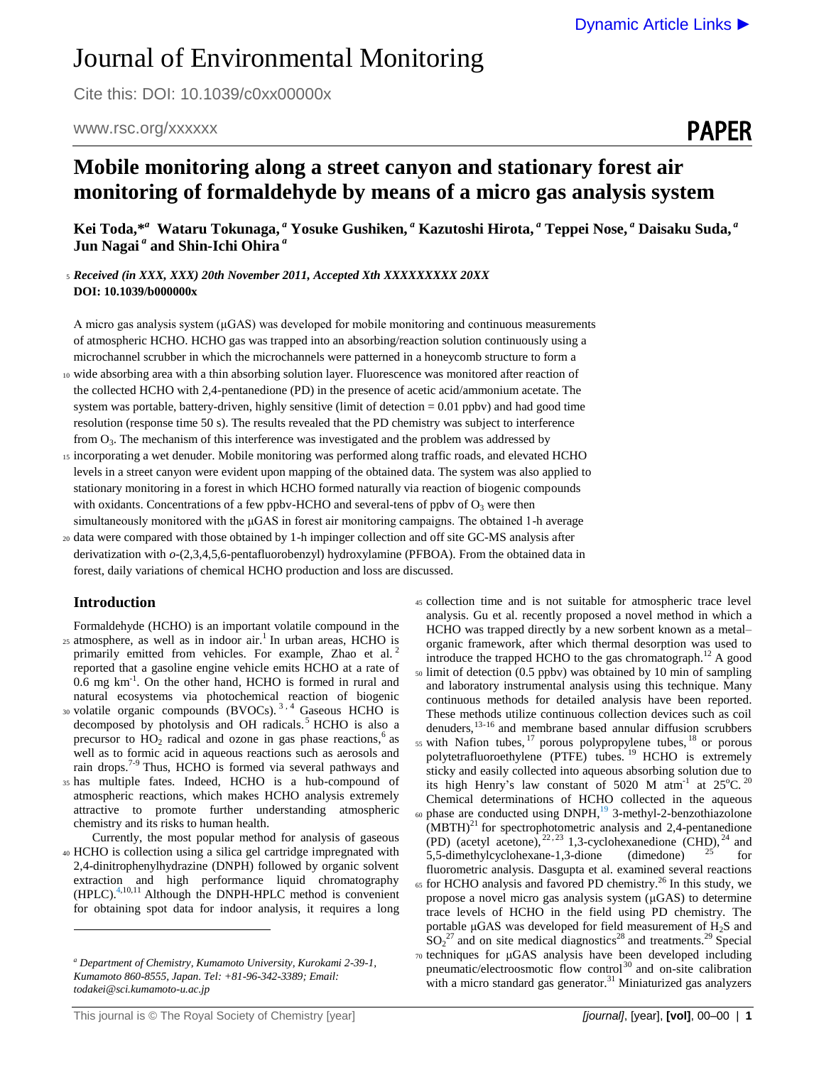# Journal of Environmental Monitoring

Cite this: DOI: 10.1039/c0xx00000x

www.rsc.org/xxxxxx

**PAPER**

# Mobile monitoring along a street canyon and stationary forest air monitoring of formaldehyde by means of a micro gas analysis system

**Kei Toda,\*[a] Wataru Tokunaga,[a] Yosuke Gushiken,[a] Kazutoshi Hirota,[a] Teppei Nose,[a] Daisaku Suda,[a] Jun Nagai[a] and Shin-Ichi Ohira[a]**

***Received (in XXX, XXX) 20th November 2011, Accepted Xth XXXXXXXXX 20XX***
**DOI: 10.1039/b000000x**

A micro gas analysis system (μGAS) was developed for mobile monitoring and continuous measurements of atmospheric HCHO. HCHO gas was trapped into an absorbing/reaction solution continuously using a microchannel scrubber in which the microchannels were patterned in a honeycomb structure to form a wide absorbing area with a thin absorbing solution layer. Fluorescence was monitored after reaction of the collected HCHO with 2,4-pentanedione (PD) in the presence of acetic acid/ammonium acetate. The system was portable, battery-driven, highly sensitive (limit of detection = 0.01 ppbv) and had good time resolution (response time 50 s). The results revealed that the PD chemistry was subject to interference from $O_3$. The mechanism of this interference was investigated and the problem was addressed by incorporating a wet denuder. Mobile monitoring was performed along traffic roads, and elevated HCHO levels in a street canyon were evident upon mapping of the obtained data. The system was also applied to stationary monitoring in a forest in which HCHO formed naturally via reaction of biogenic compounds with oxidants. Concentrations of a few ppbv-HCHO and several-tens of ppbv of $O_3$ were then simultaneously monitored with the μGAS in forest air monitoring campaigns. The obtained 1-h average data were compared with those obtained by 1-h impinger collection and off site GC-MS analysis after derivatization with *o*-(2,3,4,5,6-pentafluorobenzyl) hydroxylamine (PFBOA). From the obtained data in forest, daily variations of chemical HCHO production and loss are discussed.

## Introduction

Formaldehyde (HCHO) is an important volatile compound in the atmosphere, as well as in indoor air.[1] In urban areas, HCHO is primarily emitted from vehicles. For example, Zhao et al.[2] reported that a gasoline engine vehicle emits HCHO at a rate of 0.6 mg $km^{-1}$. On the other hand, HCHO is formed in rural and natural ecosystems via photochemical reaction of biogenic volatile organic compounds (BVOCs).[3,4] Gaseous HCHO is decomposed by photolysis and OH radicals.[5] HCHO is also a precursor to $HO_2$ radical and ozone in gas phase reactions,[6] as well as to formic acid in aqueous reactions such as aerosols and rain drops.[7-9] Thus, HCHO is formed via several pathways and has multiple fates. Indeed, HCHO is a hub-compound of atmospheric reactions, which makes HCHO analysis extremely attractive to promote further understanding atmospheric chemistry and its risks to human health.

Currently, the most popular method for analysis of gaseous HCHO is collection using a silica gel cartridge impregnated with 2,4-dinitrophenylhydrazine (DNPH) followed by organic solvent extraction and high performance liquid chromatography (HPLC).[4,10,11] Although the DNPH-HPLC method is convenient for obtaining spot data for indoor analysis, it requires a long collection time and is not suitable for atmospheric trace level analysis. Gu et al. recently proposed a novel method in which a HCHO was trapped directly by a new sorbent known as a metal–organic framework, after which thermal desorption was used to introduce the trapped HCHO to the gas chromatograph.[12] A good limit of detection (0.5 ppbv) was obtained by 10 min of sampling and laboratory instrumental analysis using this technique. Many continuous methods for detailed analysis have been reported. These methods utilize continuous collection devices such as coil denuders,[13-16] and membrane based annular diffusion scrubbers with Nafion tubes,[17] porous polypropylene tubes,[18] or porous polytetrafluoroethylene (PTFE) tubes.[19] HCHO is extremely sticky and easily collected into aqueous absorbing solution due to its high Henry's law constant of 5020 M $atm^{-1}$ at 25°C.[20] Chemical determinations of HCHO collected in the aqueous phase are conducted using DNPH,[19] 3-methyl-2-benzothiazolone (MBTH)[21] for spectrophotometric analysis and 2,4-pentanedione (PD) (acetyl acetone),[22,23] 1,3-cyclohexanedione (CHD),[24] and 5,5-dimethylcyclohexane-1,3-dione (dimedone)[25] for fluorometric analysis. Dasgupta et al. examined several reactions for HCHO analysis and favored PD chemistry.[26] In this study, we propose a novel micro gas analysis system (μGAS) to determine trace levels of HCHO in the field using PD chemistry. The portable μGAS was developed for field measurement of $H_2S$ and $SO_2$[27] and on site medical diagnostics[28] and treatments.[29] Special techniques for μGAS analysis have been developed including pneumatic/electroosmotic flow control[30] and on-site calibration with a micro standard gas generator.[31] Miniaturized gas analyzers

[a] *Department of Chemistry, Kumamoto University, Kurokami 2-39-1, Kumamoto 860-8555, Japan. Tel: +81-96-342-3389; Email: todakei@sci.kumamoto-u.ac.jp*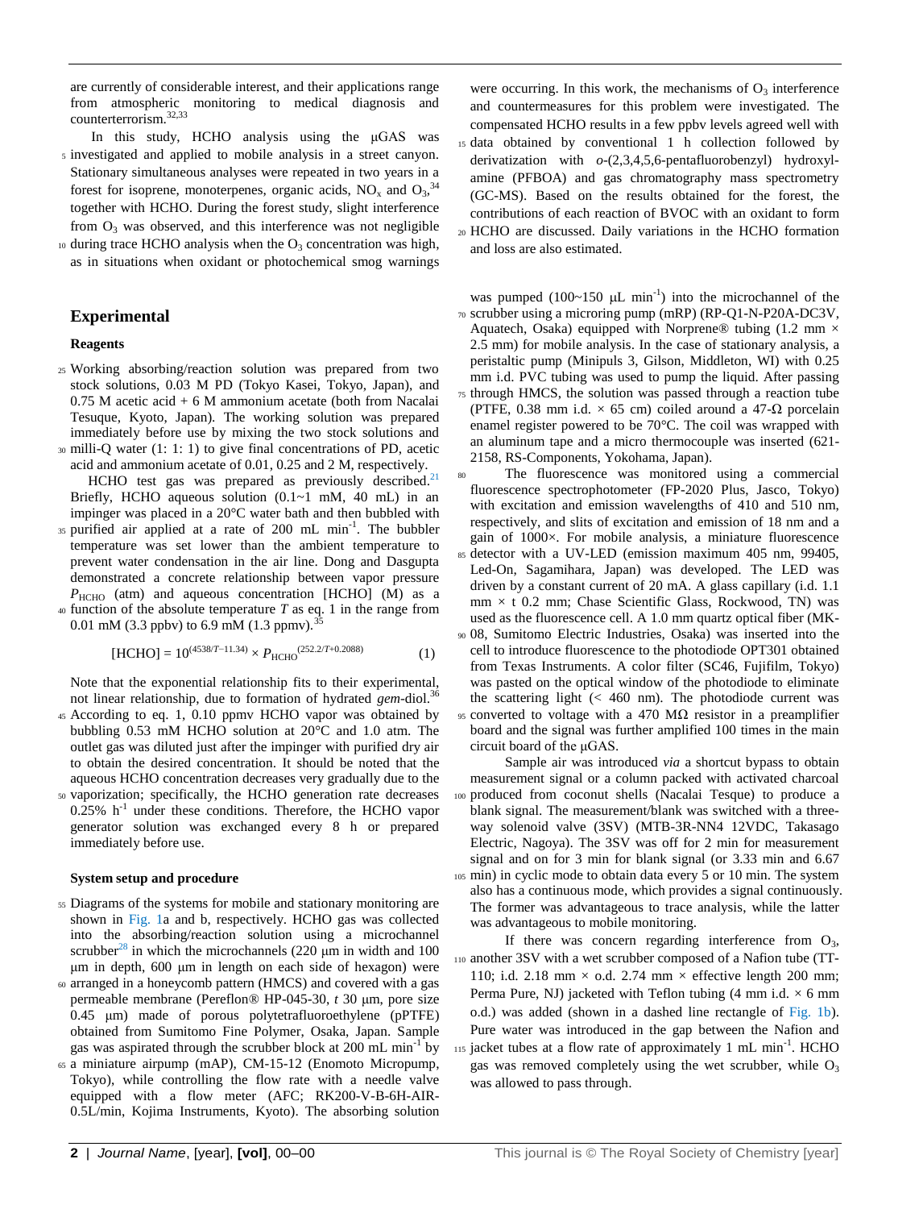are currently of considerable interest, and their applications range from atmospheric monitoring to medical diagnosis and counterterrorism.[32,33]

In this study, HCHO analysis using the μGAS was investigated and applied to mobile analysis in a street canyon. Stationary simultaneous analyses were repeated in two years in a forest for isoprene, monoterpenes, organic acids, $NO_x$ and $O_3$,[34] together with HCHO. During the forest study, slight interference from $O_3$ was observed, and this interference was not negligible during trace HCHO analysis when the $O_3$ concentration was high, as in situations when oxidant or photochemical smog warnings were occurring. In this work, the mechanisms of $O_3$ interference and countermeasures for this problem were investigated. The compensated HCHO results in a few ppbv levels agreed well with data obtained by conventional 1 h collection followed by derivatization with *o*-(2,3,4,5,6-pentafluorobenzyl) hydroxylamine (PFBOA) and gas chromatography mass spectrometry (GC-MS). Based on the results obtained for the forest, the contributions of each reaction of BVOC with an oxidant to form HCHO are discussed. Daily variations in the HCHO formation and loss are also estimated.

## Experimental

### Reagents

Working absorbing/reaction solution was prepared from two stock solutions, 0.03 M PD (Tokyo Kasei, Tokyo, Japan), and 0.75 M acetic acid + 6 M ammonium acetate (both from Nacalai Tesuque, Kyoto, Japan). The working solution was prepared immediately before use by mixing the two stock solutions and milli-Q water (1: 1: 1) to give final concentrations of PD, acetic acid and ammonium acetate of 0.01, 0.25 and 2 M, respectively.

HCHO test gas was prepared as previously described.[21] Briefly, HCHO aqueous solution (0.1~1 mM, 40 mL) in an impinger was placed in a 20°C water bath and then bubbled with purified air applied at a rate of 200 mL min$^{-1}$. The bubbler temperature was set lower than the ambient temperature to prevent water condensation in the air line. Dong and Dasgupta demonstrated a concrete relationship between vapor pressure $P_{HCHO}$ (atm) and aqueous concentration [HCHO] (M) as a function of the absolute temperature $T$ as eq. 1 in the range from 0.01 mM (3.3 ppbv) to 6.9 mM (1.3 ppmv).[35]

$$[\mathrm{HCHO}] = 10^{(4538/T-11.34)} \times P_{\mathrm{HCHO}}^{(252.2/T+0.2088)} \quad (1)$$

Note that the exponential relationship fits to their experimental, not linear relationship, due to formation of hydrated *gem*-diol.[36] According to eq. 1, 0.10 ppmv HCHO vapor was obtained by bubbling 0.53 mM HCHO solution at 20°C and 1.0 atm. The outlet gas was diluted just after the impinger with purified dry air to obtain the desired concentration. It should be noted that the aqueous HCHO concentration decreases very gradually due to the vaporization; specifically, the HCHO generation rate decreases 0.25% h$^{-1}$ under these conditions. Therefore, the HCHO vapor generator solution was exchanged every 8 h or prepared immediately before use.

### System setup and procedure

Diagrams of the systems for mobile and stationary monitoring are shown in Fig. 1a and b, respectively. HCHO gas was collected into the absorbing/reaction solution using a microchannel scrubber[28] in which the microchannels (220 μm in width and 100 μm in depth, 600 μm in length on each side of hexagon) were arranged in a honeycomb pattern (HMCS) and covered with a gas permeable membrane (Pereflon® HP-045-30, *t* 30 μm, pore size 0.45 μm) made of porous polytetrafluoroethylene (pPTFE) obtained from Sumitomo Fine Polymer, Osaka, Japan. Sample gas was aspirated through the scrubber block at 200 mL min$^{-1}$ by a miniature airpump (mAP), CM-15-12 (Enomoto Micropump, Tokyo), while controlling the flow rate with a needle valve equipped with a flow meter (AFC; RK200-V-B-6H-AIR-0.5L/min, Kojima Instruments, Kyoto). The absorbing solution was pumped (100~150 μL min$^{-1}$) into the microchannel of the scrubber using a microring pump (mRP) (RP-Q1-N-P20A-DC3V, Aquatech, Osaka) equipped with Norprene® tubing (1.2 mm × 2.5 mm) for mobile analysis. In the case of stationary analysis, a peristaltic pump (Minipuls 3, Gilson, Middleton, WI) with 0.25 mm i.d. PVC tubing was used to pump the liquid. After passing through HMCS, the solution was passed through a reaction tube (PTFE, 0.38 mm i.d. × 65 cm) coiled around a 47-Ω porcelain enamel register powered to be 70°C. The coil was wrapped with an aluminum tape and a micro thermocouple was inserted (621-2158, RS-Components, Yokohama, Japan).

The fluorescence was monitored using a commercial fluorescence spectrophotometer (FP-2020 Plus, Jasco, Tokyo) with excitation and emission wavelengths of 410 and 510 nm, respectively, and slits of excitation and emission of 18 nm and a gain of 1000×. For mobile analysis, a miniature fluorescence detector with a UV-LED (emission maximum 405 nm, 99405, Led-On, Sagamihara, Japan) was developed. The LED was driven by a constant current of 20 mA. A glass capillary (i.d. 1.1 mm × t 0.2 mm; Chase Scientific Glass, Rockwood, TN) was used as the fluorescence cell. A 1.0 mm quartz optical fiber (MK-08, Sumitomo Electric Industries, Osaka) was inserted into the cell to introduce fluorescence to the photodiode OPT301 obtained from Texas Instruments. A color filter (SC46, Fujifilm, Tokyo) was pasted on the optical window of the photodiode to eliminate the scattering light (< 460 nm). The photodiode current was converted to voltage with a 470 MΩ resistor in a preamplifier board and the signal was further amplified 100 times in the main circuit board of the μGAS.

Sample air was introduced *via* a shortcut bypass to obtain measurement signal or a column packed with activated charcoal produced from coconut shells (Nacalai Tesque) to produce a blank signal. The measurement/blank was switched with a three-way solenoid valve (3SV) (MTB-3R-NN4 12VDC, Takasago Electric, Nagoya). The 3SV was off for 2 min for measurement signal and on for 3 min for blank signal (or 3.33 min and 6.67 min) in cyclic mode to obtain data every 5 or 10 min. The system also has a continuous mode, which provides a signal continuously. The former was advantageous to trace analysis, while the latter was advantageous to mobile monitoring.

If there was concern regarding interference from $O_3$, another 3SV with a wet scrubber composed of a Nafion tube (TT-110; i.d. 2.18 mm × o.d. 2.74 mm × effective length 200 mm; Perma Pure, NJ) jacketed with Teflon tubing (4 mm i.d. × 6 mm o.d.) was added (shown in a dashed line rectangle of Fig. 1b). Pure water was introduced in the gap between the Nafion and jacket tubes at a flow rate of approximately 1 mL min$^{-1}$. HCHO gas was removed completely using the wet scrubber, while $O_3$ was allowed to pass through.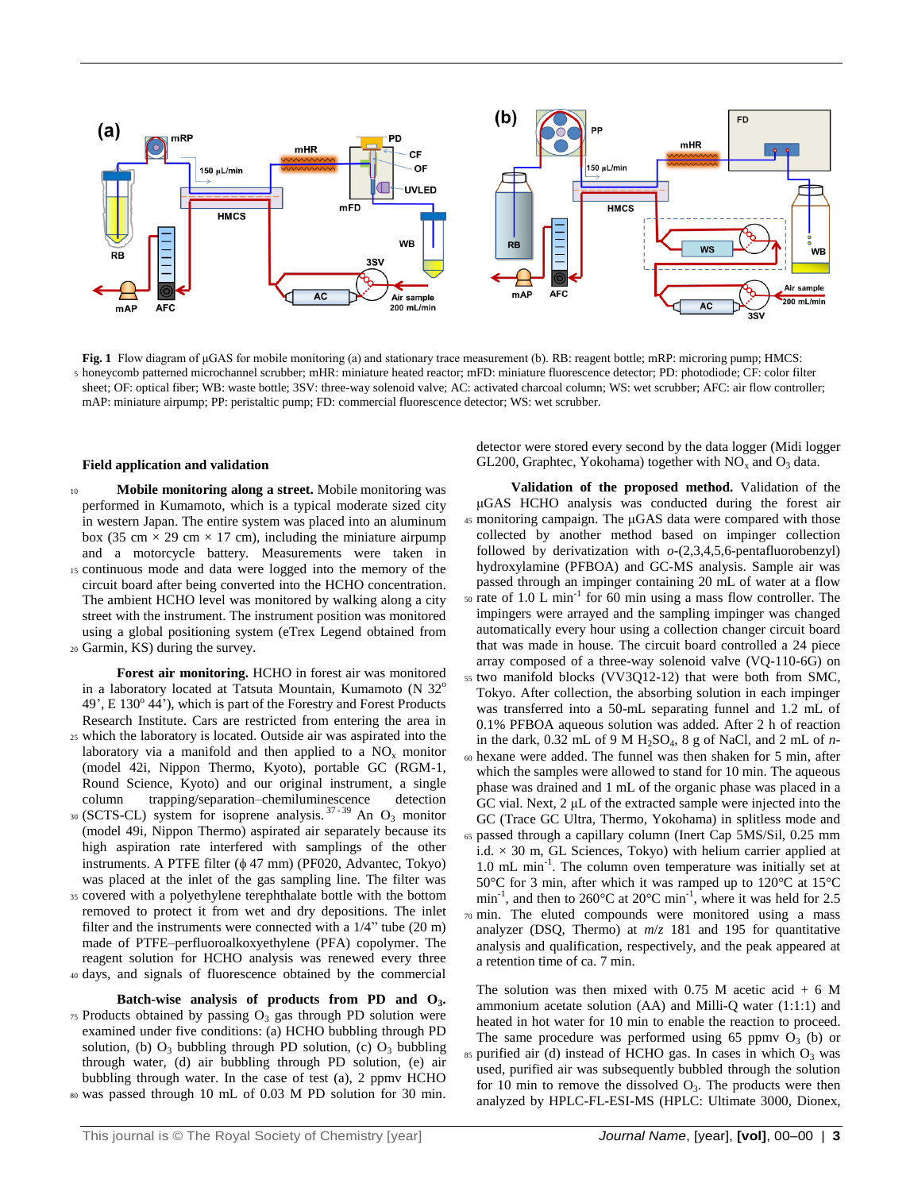**Fig. 1** Flow diagram of μGAS for mobile monitoring (a) and stationary trace measurement (b). RB: reagent bottle; mRP: microring pump; HMCS: honeycomb patterned microchannel scrubber; mHR: miniature heated reactor; mFD: miniature fluorescence detector; PD: photodiode; CF: color filter sheet; OF: optical fiber; WB: waste bottle; 3SV: three-way solenoid valve; AC: activated charcoal column; WS: wet scrubber; AFC: air flow controller; mAP: miniature airpump; PP: peristaltic pump; FD: commercial fluorescence detector; WS: wet scrubber.

### Field application and validation

**Mobile monitoring along a street.** Mobile monitoring was performed in Kumamoto, which is a typical moderate sized city in western Japan. The entire system was placed into an aluminum box (35 cm × 29 cm × 17 cm), including the miniature airpump and a motorcycle battery. Measurements were taken in continuous mode and data were logged into the memory of the circuit board after being converted into the HCHO concentration. The ambient HCHO level was monitored by walking along a city street with the instrument. The instrument position was monitored using a global positioning system (eTrex Legend obtained from Garmin, KS) during the survey.

**Forest air monitoring.** HCHO in forest air was monitored in a laboratory located at Tatsuta Mountain, Kumamoto (N 32° 49', E 130° 44'), which is part of the Forestry and Forest Products Research Institute. Cars are restricted from entering the area in which the laboratory is located. Outside air was aspirated into the laboratory via a manifold and then applied to a $NO_x$ monitor (model 42i, Nippon Thermo, Kyoto), portable GC (RGM-1, Round Science, Kyoto) and our original instrument, a single column trapping/separation–chemiluminescence detection (SCTS-CL) system for isoprene analysis.[37-39] An $O_3$ monitor (model 49i, Nippon Thermo) aspirated air separately because its high aspiration rate interfered with samplings of the other instruments. A PTFE filter (ϕ 47 mm) (PF020, Advantec, Tokyo) was placed at the inlet of the gas sampling line. The filter was covered with a polyethylene terephthalate bottle with the bottom removed to protect it from wet and dry depositions. The inlet filter and the instruments were connected with a 1/4" tube (20 m) made of PTFE–perfluoroalkoxyethylene (PFA) copolymer. The reagent solution for HCHO analysis was renewed every three days, and signals of fluorescence obtained by the commercial detector were stored every second by the data logger (Midi logger GL200, Graphtec, Yokohama) together with $NO_x$ and $O_3$ data.

**Validation of the proposed method.** Validation of the μGAS HCHO analysis was conducted during the forest air monitoring campaign. The μGAS data were compared with those collected by another method based on impinger collection followed by derivatization with *o*-(2,3,4,5,6-pentafluorobenzyl) hydroxylamine (PFBOA) and GC-MS analysis. Sample air was passed through an impinger containing 20 mL of water at a flow rate of 1.0 L min$^{-1}$ for 60 min using a mass flow controller. The impingers were arrayed and the sampling impinger was changed automatically every hour using a collection changer circuit board that was made in house. The circuit board controlled a 24 piece array composed of a three-way solenoid valve (VQ-110-6G) on two manifold blocks (VV3Q12-12) that were both from SMC, Tokyo. After collection, the absorbing solution in each impinger was transferred into a 50-mL separating funnel and 1.2 mL of 0.1% PFBOA aqueous solution was added. After 2 h of reaction in the dark, 0.32 mL of 9 M $H_2SO_4$, 8 g of NaCl, and 2 mL of *n*-hexane were added. The funnel was then shaken for 5 min, after which the samples were allowed to stand for 10 min. The aqueous phase was drained and 1 mL of the organic phase was placed in a GC vial. Next, 2 μL of the extracted sample were injected into the GC (Trace GC Ultra, Thermo, Yokohama) in splitless mode and passed through a capillary column (Inert Cap 5MS/Sil, 0.25 mm i.d. × 30 m, GL Sciences, Tokyo) with helium carrier applied at 1.0 mL min$^{-1}$. The column oven temperature was initially set at 50°C for 3 min, after which it was ramped up to 120°C at 15°C min$^{-1}$, and then to 260°C at 20°C min$^{-1}$, where it was held for 2.5 min. The eluted compounds were monitored using a mass analyzer (DSQ, Thermo) at *m/z* 181 and 195 for quantitative analysis and qualification, respectively, and the peak appeared at a retention time of ca. 7 min.

**Batch-wise analysis of products from PD and $O_3$.** Products obtained by passing $O_3$ gas through PD solution were examined under five conditions: (a) HCHO bubbling through PD solution, (b) $O_3$ bubbling through PD solution, (c) $O_3$ bubbling through water, (d) air bubbling through PD solution, (e) air bubbling through water. In the case of test (a), 2 ppmv HCHO was passed through 10 mL of 0.03 M PD solution for 30 min. The solution was then mixed with 0.75 M acetic acid + 6 M ammonium acetate solution (AA) and Milli-Q water (1:1:1) and heated in hot water for 10 min to enable the reaction to proceed. The same procedure was performed using 65 ppmv $O_3$ (b) or purified air (d) instead of HCHO gas. In cases in which $O_3$ was used, purified air was subsequently bubbled through the solution for 10 min to remove the dissolved $O_3$. The products were then analyzed by HPLC-FL-ESI-MS (HPLC: Ultimate 3000, Dionex,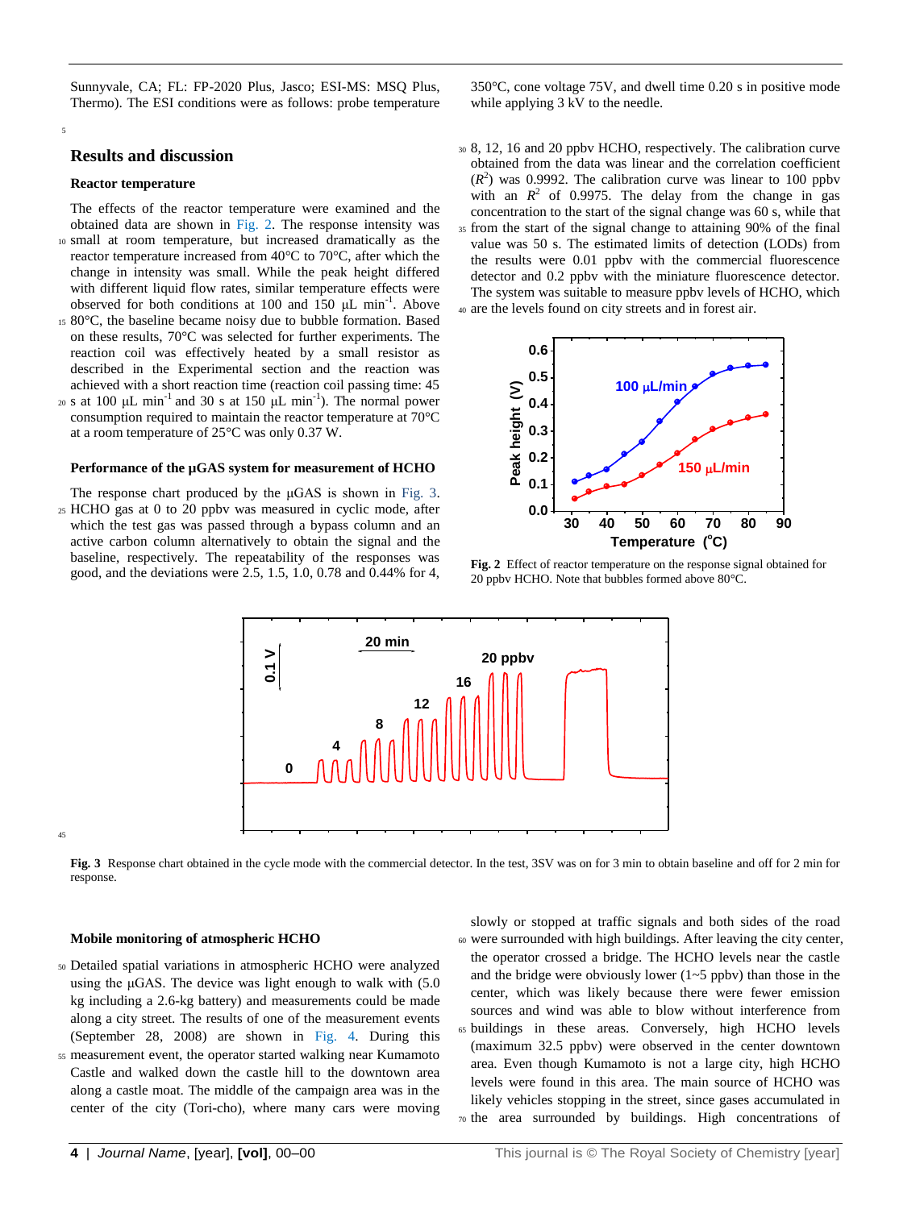Sunnyvale, CA; FL: FP-2020 Plus, Jasco; ESI-MS: MSQ Plus, Thermo). The ESI conditions were as follows: probe temperature 350°C, cone voltage 75V, and dwell time 0.20 s in positive mode while applying 3 kV to the needle.

## Results and discussion

### Reactor temperature

The effects of the reactor temperature were examined and the obtained data are shown in Fig. 2. The response intensity was small at room temperature, but increased dramatically as the reactor temperature increased from 40°C to 70°C, after which the change in intensity was small. While the peak height differed with different liquid flow rates, similar temperature effects were observed for both conditions at 100 and 150 μL min$^{-1}$. Above 80°C, the baseline became noisy due to bubble formation. Based on these results, 70°C was selected for further experiments. The reaction coil was effectively heated by a small resistor as described in the Experimental section and the reaction was achieved with a short reaction time (reaction coil passing time: 45 s at 100 μL min$^{-1}$ and 30 s at 150 μL min$^{-1}$). The normal power consumption required to maintain the reactor temperature at 70°C at a room temperature of 25°C was only 0.37 W.

### Performance of the μGAS system for measurement of HCHO

The response chart produced by the μGAS is shown in Fig. 3. HCHO gas at 0 to 20 ppbv was measured in cyclic mode, after which the test gas was passed through a bypass column and an active carbon column alternatively to obtain the signal and the baseline, respectively. The repeatability of the responses was good, and the deviations were 2.5, 1.5, 1.0, 0.78 and 0.44% for 4, 8, 12, 16 and 20 ppbv HCHO, respectively. The calibration curve obtained from the data was linear and the correlation coefficient ($R^2$) was 0.9992. The calibration curve was linear to 100 ppbv with an $R^2$ of 0.9975. The delay from the change in gas concentration to the start of the signal change was 60 s, while that from the start of the signal change to attaining 90% of the final value was 50 s. The estimated limits of detection (LODs) from the results were 0.01 ppbv with the commercial fluorescence detector and 0.2 ppbv with the miniature fluorescence detector. The system was suitable to measure ppbv levels of HCHO, which are the levels found on city streets and in forest air.

**Fig. 2** Effect of reactor temperature on the response signal obtained for 20 ppbv HCHO. Note that bubbles formed above 80°C.

**Fig. 3** Response chart obtained in the cycle mode with the commercial detector. In the test, 3SV was on for 3 min to obtain baseline and off for 2 min for response.

### Mobile monitoring of atmospheric HCHO

Detailed spatial variations in atmospheric HCHO were analyzed using the μGAS. The device was light enough to walk with (5.0 kg including a 2.6-kg battery) and measurements could be made along a city street. The results of one of the measurement events (September 28, 2008) are shown in Fig. 4. During this measurement event, the operator started walking near Kumamoto Castle and walked down the castle hill to the downtown area along a castle moat. The middle of the campaign area was in the center of the city (Tori-cho), where many cars were moving slowly or stopped at traffic signals and both sides of the road were surrounded with high buildings. After leaving the city center, the operator crossed a bridge. The HCHO levels near the castle and the bridge were obviously lower (1~5 ppbv) than those in the center, which was likely because there were fewer emission sources and wind was able to blow without interference from buildings in these areas. Conversely, high HCHO levels (maximum 32.5 ppbv) were observed in the center downtown area. Even though Kumamoto is not a large city, high HCHO levels were found in this area. The main source of HCHO was likely vehicles stopping in the street, since gases accumulated in the area surrounded by buildings. High concentrations of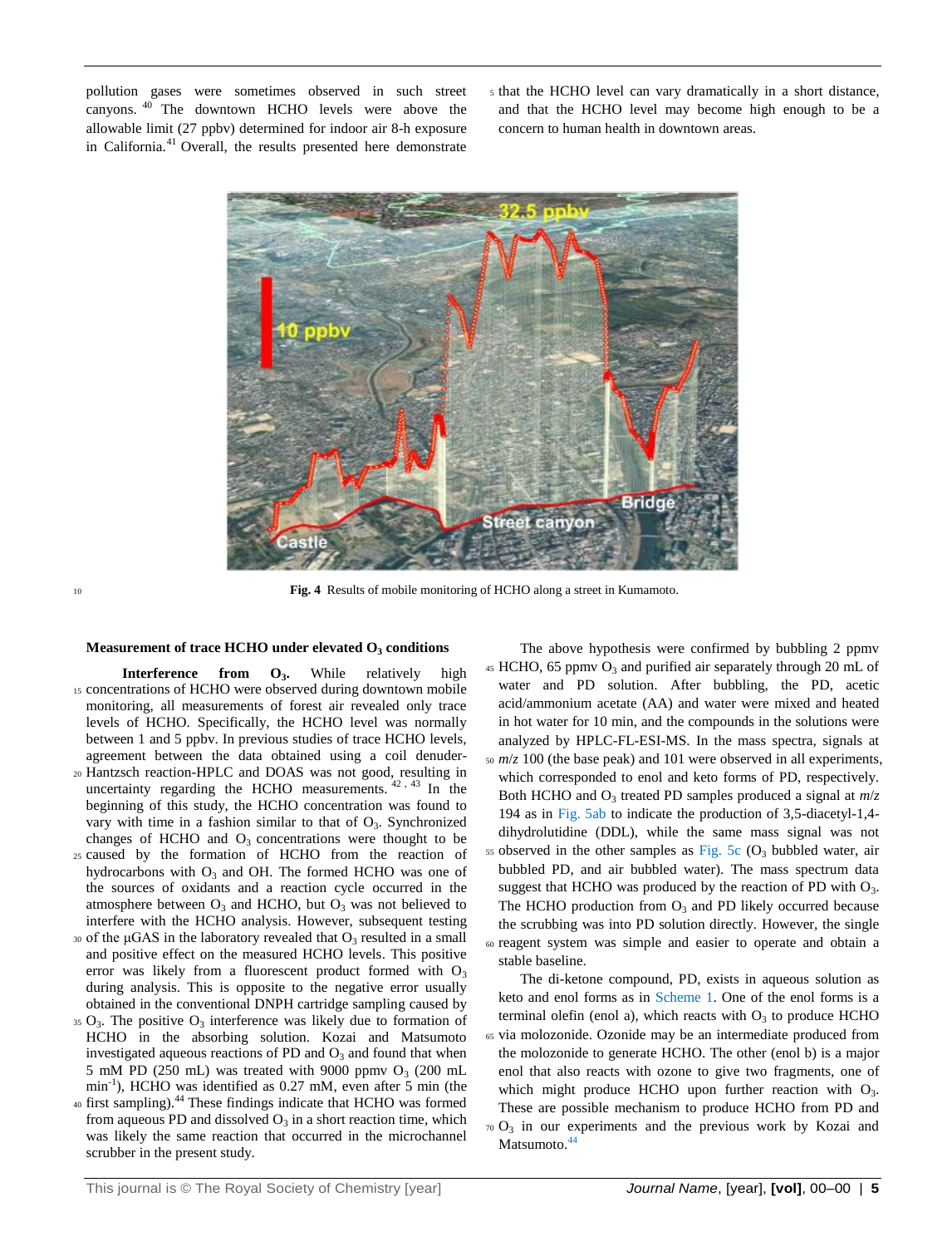pollution gases were sometimes observed in such street canyons.[40] The downtown HCHO levels were above the allowable limit (27 ppbv) determined for indoor air 8-h exposure in California.[41] Overall, the results presented here demonstrate that the HCHO level can vary dramatically in a short distance, and that the HCHO level may become high enough to be a concern to human health in downtown areas.

**Fig. 4** Results of mobile monitoring of HCHO along a street in Kumamoto.

### Measurement of trace HCHO under elevated $O_3$ conditions

**Interference from $O_3$.** While relatively high concentrations of HCHO were observed during downtown mobile monitoring, all measurements of forest air revealed only trace levels of HCHO. Specifically, the HCHO level was normally between 1 and 5 ppbv. In previous studies of trace HCHO levels, agreement between the data obtained using a coil denuder-Hantzsch reaction-HPLC and DOAS was not good, resulting in uncertainty regarding the HCHO measurements.[42, 43] In the beginning of this study, the HCHO concentration was found to vary with time in a fashion similar to that of $O_3$. Synchronized changes of HCHO and $O_3$ concentrations were thought to be caused by the formation of HCHO from the reaction of hydrocarbons with $O_3$ and OH. The formed HCHO was one of the sources of oxidants and a reaction cycle occurred in the atmosphere between $O_3$ and HCHO, but $O_3$ was not believed to interfere with the HCHO analysis. However, subsequent testing of the μGAS in the laboratory revealed that $O_3$ resulted in a small and positive effect on the measured HCHO levels. This positive error was likely from a fluorescent product formed with $O_3$ during analysis. This is opposite to the negative error usually obtained in the conventional DNPH cartridge sampling caused by $O_3$. The positive $O_3$ interference was likely due to formation of HCHO in the absorbing solution. Kozai and Matsumoto investigated aqueous reactions of PD and $O_3$ and found that when 5 mM PD (250 mL) was treated with 9000 ppmv $O_3$ (200 mL min$^{-1}$), HCHO was identified as 0.27 mM, even after 5 min (the first sampling).[44] These findings indicate that HCHO was formed from aqueous PD and dissolved $O_3$ in a short reaction time, which was likely the same reaction that occurred in the microchannel scrubber in the present study.

The above hypothesis were confirmed by bubbling 2 ppmv HCHO, 65 ppmv $O_3$ and purified air separately through 20 mL of water and PD solution. After bubbling, the PD, acetic acid/ammonium acetate (AA) and water were mixed and heated in hot water for 10 min, and the compounds in the solutions were analyzed by HPLC-FL-ESI-MS. In the mass spectra, signals at *m/z* 100 (the base peak) and 101 were observed in all experiments, which corresponded to enol and keto forms of PD, respectively. Both HCHO and $O_3$ treated PD samples produced a signal at *m/z* 194 as in Fig. 5ab to indicate the production of 3,5-diacetyl-1,4-dihydrolutidine (DDL), while the same mass signal was not observed in the other samples as Fig. 5c ($O_3$ bubbled water, air bubbled PD, and air bubbled water). The mass spectrum data suggest that HCHO was produced by the reaction of PD with $O_3$. The HCHO production from $O_3$ and PD likely occurred because the scrubbing was into PD solution directly. However, the single reagent system was simple and easier to operate and obtain a stable baseline.

The di-ketone compound, PD, exists in aqueous solution as keto and enol forms as in Scheme 1. One of the enol forms is a terminal olefin (enol a), which reacts with $O_3$ to produce HCHO via molozonide. Ozonide may be an intermediate produced from the molozonide to generate HCHO. The other (enol b) is a major enol that also reacts with ozone to give two fragments, one of which might produce HCHO upon further reaction with $O_3$. These are possible mechanism to produce HCHO from PD and $O_3$ in our experiments and the previous work by Kozai and Matsumoto.[44]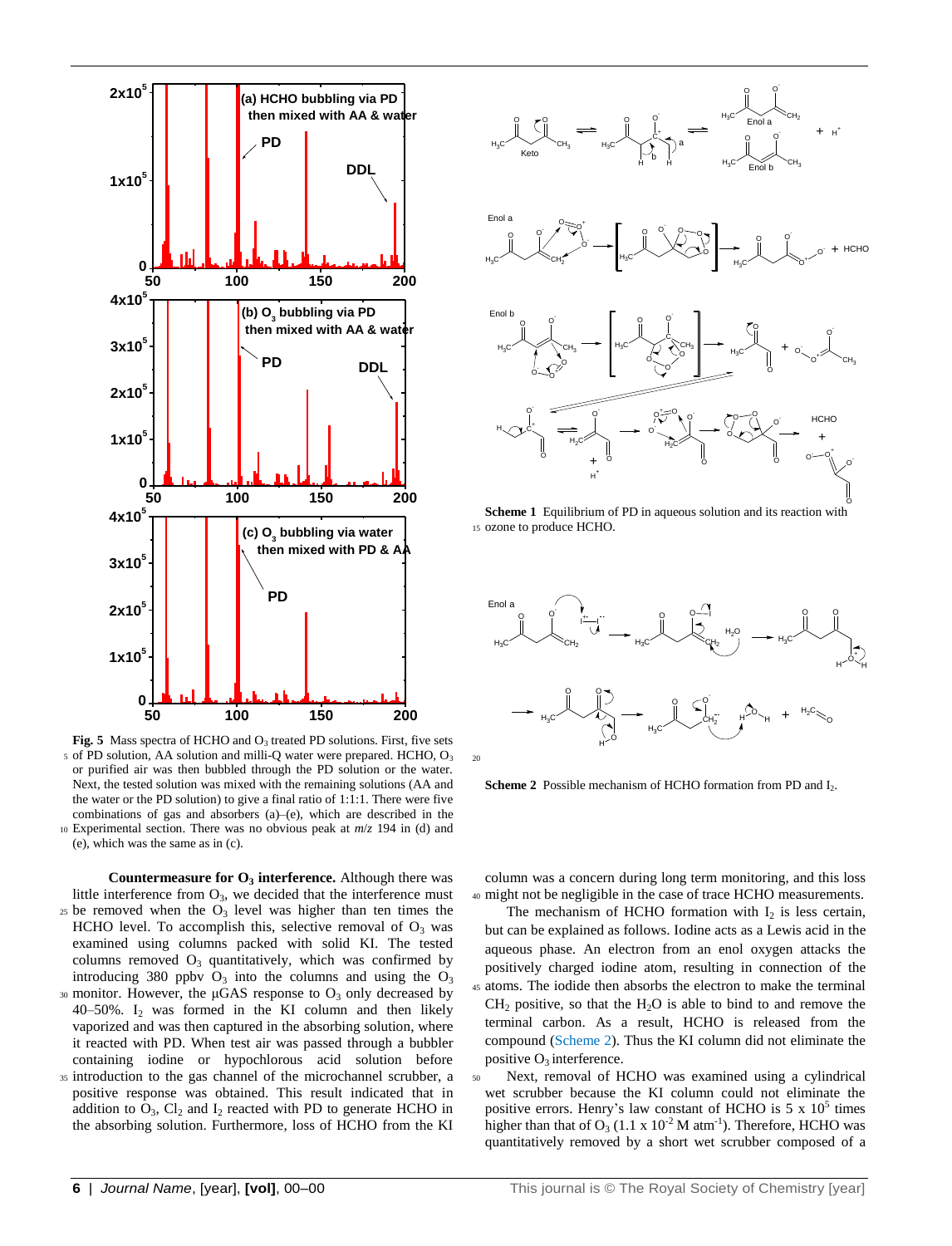**Fig. 5** Mass spectra of HCHO and $O_3$ treated PD solutions. First, five sets of PD solution, AA solution and milli-Q water were prepared. HCHO, $O_3$ or purified air was then bubbled through the PD solution or the water. Next, the tested solution was mixed with the remaining solutions (AA and the water or the PD solution) to give a final ratio of 1:1:1. There were five combinations of gas and absorbers (a)–(e), which are described in the Experimental section. There was no obvious peak at *m/z* 194 in (d) and (e), which was the same as in (c).

**Scheme 1** Equilibrium of PD in aqueous solution and its reaction with ozone to produce HCHO.

**Scheme 2** Possible mechanism of HCHO formation from PD and $I_2$.

**Countermeasure for $O_3$ interference.** Although there was little interference from $O_3$, we decided that the interference must be removed when the $O_3$ level was higher than ten times the HCHO level. To accomplish this, selective removal of $O_3$ was examined using columns packed with solid KI. The tested columns removed $O_3$ quantitatively, which was confirmed by introducing 380 ppbv $O_3$ into the columns and using the $O_3$ monitor. However, the μGAS response to $O_3$ only decreased by 40–50%. $I_2$ was formed in the KI column and then likely vaporized and was then captured in the absorbing solution, where it reacted with PD. When test air was passed through a bubbler containing iodine or hypochlorous acid solution before introduction to the gas channel of the microchannel scrubber, a positive response was obtained. This result indicated that in addition to $O_3$, $Cl_2$ and $I_2$ reacted with PD to generate HCHO in the absorbing solution. Furthermore, loss of HCHO from the KI column was a concern during long term monitoring, and this loss might not be negligible in the case of trace HCHO measurements.

The mechanism of HCHO formation with $I_2$ is less certain, but can be explained as follows. Iodine acts as a Lewis acid in the aqueous phase. An electron from an enol oxygen attacks the positively charged iodine atom, resulting in connection of the atoms. The iodide then absorbs the electron to make the terminal $CH_2$ positive, so that the $H_2O$ is able to bind to and remove the terminal carbon. As a result, HCHO is released from the compound (Scheme 2). Thus the KI column did not eliminate the positive $O_3$ interference.

Next, removal of HCHO was examined using a cylindrical wet scrubber because the KI column could not eliminate the positive errors. Henry's law constant of HCHO is 5 x $10^5$ times higher than that of $O_3$ (1.1 x $10^{-2}$ M $atm^{-1}$). Therefore, HCHO was quantitatively removed by a short wet scrubber composed of a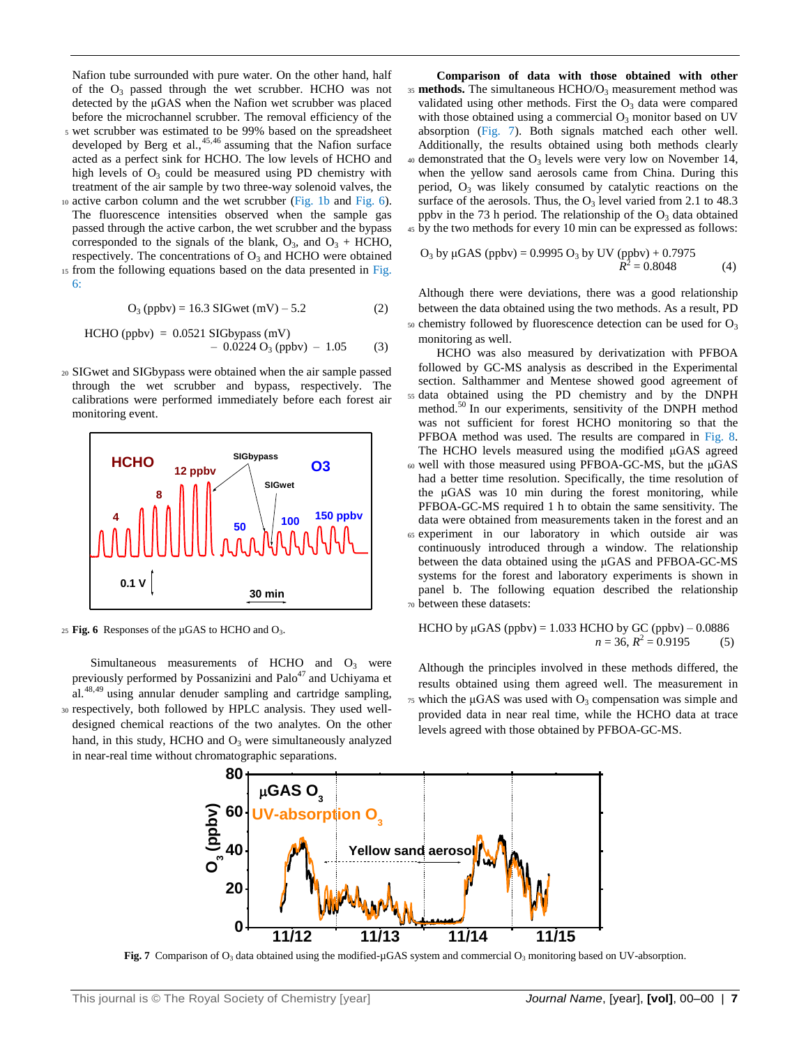Nafion tube surrounded with pure water. On the other hand, half of the $O_3$ passed through the wet scrubber. HCHO was not detected by the μGAS when the Nafion wet scrubber was placed before the microchannel scrubber. The removal efficiency of the wet scrubber was estimated to be 99% based on the spreadsheet developed by Berg et al.,[45,46] assuming that the Nafion surface acted as a perfect sink for HCHO. The low levels of HCHO and high levels of $O_3$ could be measured using PD chemistry with treatment of the air sample by two three-way solenoid valves, the active carbon column and the wet scrubber (Fig. 1b and Fig. 6). The fluorescence intensities observed when the sample gas passed through the active carbon, the wet scrubber and the bypass corresponded to the signals of the blank, $O_3$, and $O_3$ + HCHO, respectively. The concentrations of $O_3$ and HCHO were obtained from the following equations based on the data presented in Fig. 6:

$$O_3\ (\text{ppbv}) = 16.3\ \text{SIGwet}\ (\text{mV}) - 5.2 \qquad (2)$$

$$\text{HCHO (ppbv)} = 0.0521\ \text{SIGbypass (mV)} - 0.0224\ O_3\ (\text{ppbv}) - 1.05 \qquad (3)$$

SIGwet and SIGbypass were obtained when the air sample passed through the wet scrubber and bypass, respectively. The calibrations were performed immediately before each forest air monitoring event.

**Fig. 6** Responses of the μGAS to HCHO and $O_3$.

Simultaneous measurements of HCHO and $O_3$ were previously performed by Possanzini and Palo[47] and Uchiyama et al.[48,49] using annular denuder sampling and cartridge sampling, respectively, both followed by HPLC analysis. They used well-designed chemical reactions of the two analytes. On the other hand, in this study, HCHO and $O_3$ were simultaneously analyzed in near-real time without chromatographic separations.

**Comparison of data with those obtained with other methods.** The simultaneous HCHO/$O_3$ measurement method was validated using other methods. First the $O_3$ data were compared with those obtained using a commercial $O_3$ monitor based on UV absorption (Fig. 7). Both signals matched each other well. Additionally, the results obtained using both methods clearly demonstrated that the $O_3$ levels were very low on November 14, when the yellow sand aerosols came from China. During this period, $O_3$ was likely consumed by catalytic reactions on the surface of the aerosols. Thus, the $O_3$ level varied from 2.1 to 48.3 ppbv in the 73 h period. The relationship of the $O_3$ data obtained by the two methods for every 10 min can be expressed as follows:

$$O_3 \text{ by μGAS (ppbv)} = 0.9995\ O_3 \text{ by UV (ppbv)} + 0.7975 \quad R^2 = 0.8048 \qquad (4)$$

Although there were deviations, there was a good relationship between the data obtained using the two methods. As a result, PD chemistry followed by fluorescence detection can be used for $O_3$ monitoring as well.

HCHO was also measured by derivatization with PFBOA followed by GC-MS analysis as described in the Experimental section. Salthammer and Mentese showed good agreement of data obtained using the PD chemistry and by the DNPH method.[50] In our experiments, sensitivity of the DNPH method was not sufficient for forest HCHO monitoring so that the PFBOA method was used. The results are compared in Fig. 8. The HCHO levels measured using the modified μGAS agreed well with those measured using PFBOA-GC-MS, but the μGAS had a better time resolution. Specifically, the time resolution of the μGAS was 10 min during the forest monitoring, while PFBOA-GC-MS required 1 h to obtain the same sensitivity. The data were obtained from measurements taken in the forest and an experiment in our laboratory in which outside air was continuously introduced through a window. The relationship between the data obtained using the μGAS and PFBOA-GC-MS systems for the forest and laboratory experiments is shown in panel b. The following equation described the relationship between these datasets:

$$\text{HCHO by μGAS (ppbv)} = 1.033\ \text{HCHO by GC (ppbv)} - 0.0886 \quad n = 36,\ R^2 = 0.9195 \qquad (5)$$

Although the principles involved in these methods differed, the results obtained using them agreed well. The measurement in which the μGAS was used with $O_3$ compensation was simple and provided data in near real time, while the HCHO data at trace levels agreed with those obtained by PFBOA-GC-MS.

**Fig. 7** Comparison of $O_3$ data obtained using the modified-μGAS system and commercial $O_3$ monitoring based on UV-absorption.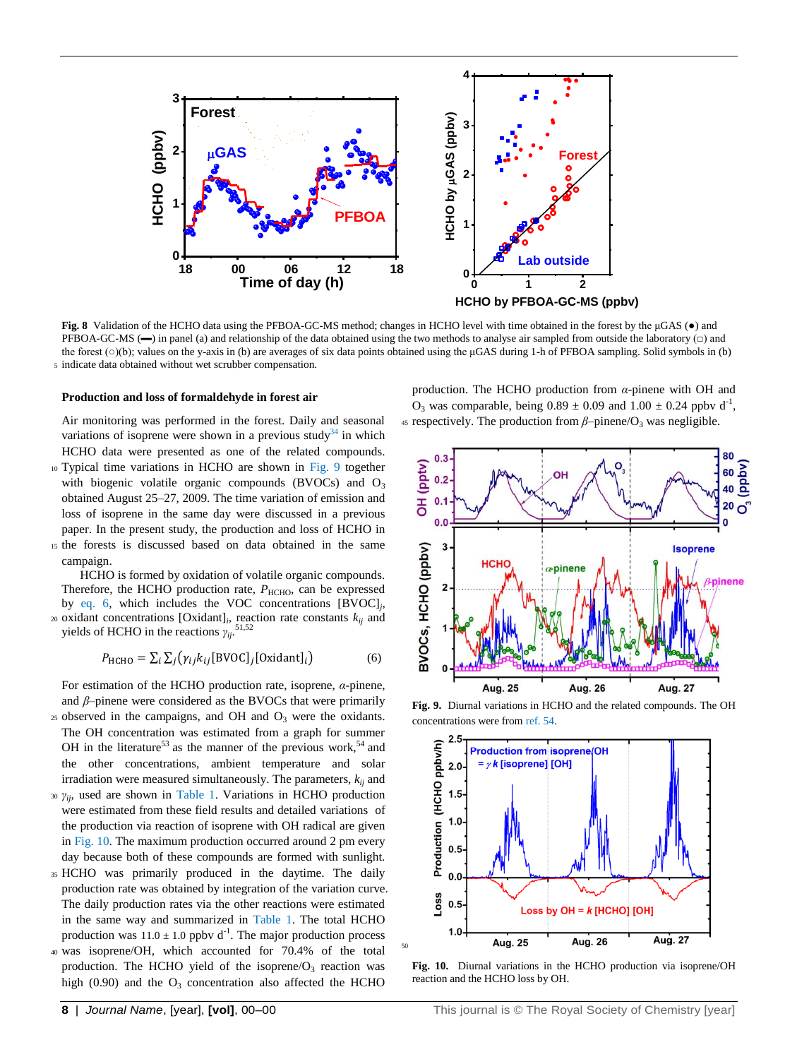Fig. 8 Validation of the HCHO data using the PFBOA-GC-MS method; changes in HCHO level with time obtained in the forest by the μGAS (●) and PFBOA-GC-MS (▬) in panel (a) and relationship of the data obtained using the two methods to analyse air sampled from outside the laboratory (□) and the forest (○)(b); values on the y-axis in (b) are averages of six data points obtained using the μGAS during 1-h of PFBOA sampling. Solid symbols in (b) indicate data obtained without wet scrubber compensation.

#### Production and loss of formaldehyde in forest air

Air monitoring was performed in the forest. Daily and seasonal variations of isoprene were shown in a previous study[34] in which HCHO data were presented as one of the related compounds. Typical time variations in HCHO are shown in Fig. 9 together with biogenic volatile organic compounds (BVOCs) and $O_3$ obtained August 25–27, 2009. The time variation of emission and loss of isoprene in the same day were discussed in a previous paper. In the present study, the production and loss of HCHO in the forests is discussed based on data obtained in the same campaign.

HCHO is formed by oxidation of volatile organic compounds. Therefore, the HCHO production rate, $P_{HCHO}$, can be expressed by eq. 6, which includes the VOC concentrations $[VOC]_j$, oxidant concentrations $[Oxidant]_i$, reaction rate constants $k_{ij}$ and yields of HCHO in the reactions $\gamma_{ij}$.[51,52]

$$P_{\text{HCHO}} = \sum_i \sum_j (\gamma_{ij} k_{ij} [\text{BVOC}]_j [\text{Oxidant}]_i) \qquad (6)$$

For estimation of the HCHO production rate, isoprene, $\alpha$-pinene, and $\beta$–pinene were considered as the BVOCs that were primarily observed in the campaigns, and OH and $O_3$ were the oxidants. The OH concentration was estimated from a graph for summer OH in the literature[53] as the manner of the previous work,[54] and the other concentrations, ambient temperature and solar irradiation were measured simultaneously. The parameters, $k_{ij}$ and $\gamma_{ij}$, used are shown in Table 1. Variations in HCHO production were estimated from these field results and detailed variations of the production via reaction of isoprene with OH radical are given in Fig. 10. The maximum production occurred around 2 pm every day because both of these compounds are formed with sunlight. HCHO was primarily produced in the daytime. The daily production rate was obtained by integration of the variation curve. The daily production rates via the other reactions were estimated in the same way and summarized in Table 1. The total HCHO production was $11.0 \pm 1.0$ ppbv d$^{-1}$. The major production process was isoprene/OH, which accounted for 70.4% of the total production. The HCHO yield of the isoprene/$O_3$ reaction was high (0.90) and the $O_3$ concentration also affected the HCHO production. The HCHO production from $\alpha$-pinene with OH and $O_3$ was comparable, being $0.89 \pm 0.09$ and $1.00 \pm 0.24$ ppbv d$^{-1}$, respectively. The production from $\beta$–pinene/$O_3$ was negligible.

Fig. 9. Diurnal variations in HCHO and the related compounds. The OH concentrations were from ref. 54.

Fig. 10. Diurnal variations in the HCHO production via isoprene/OH reaction and the HCHO loss by OH.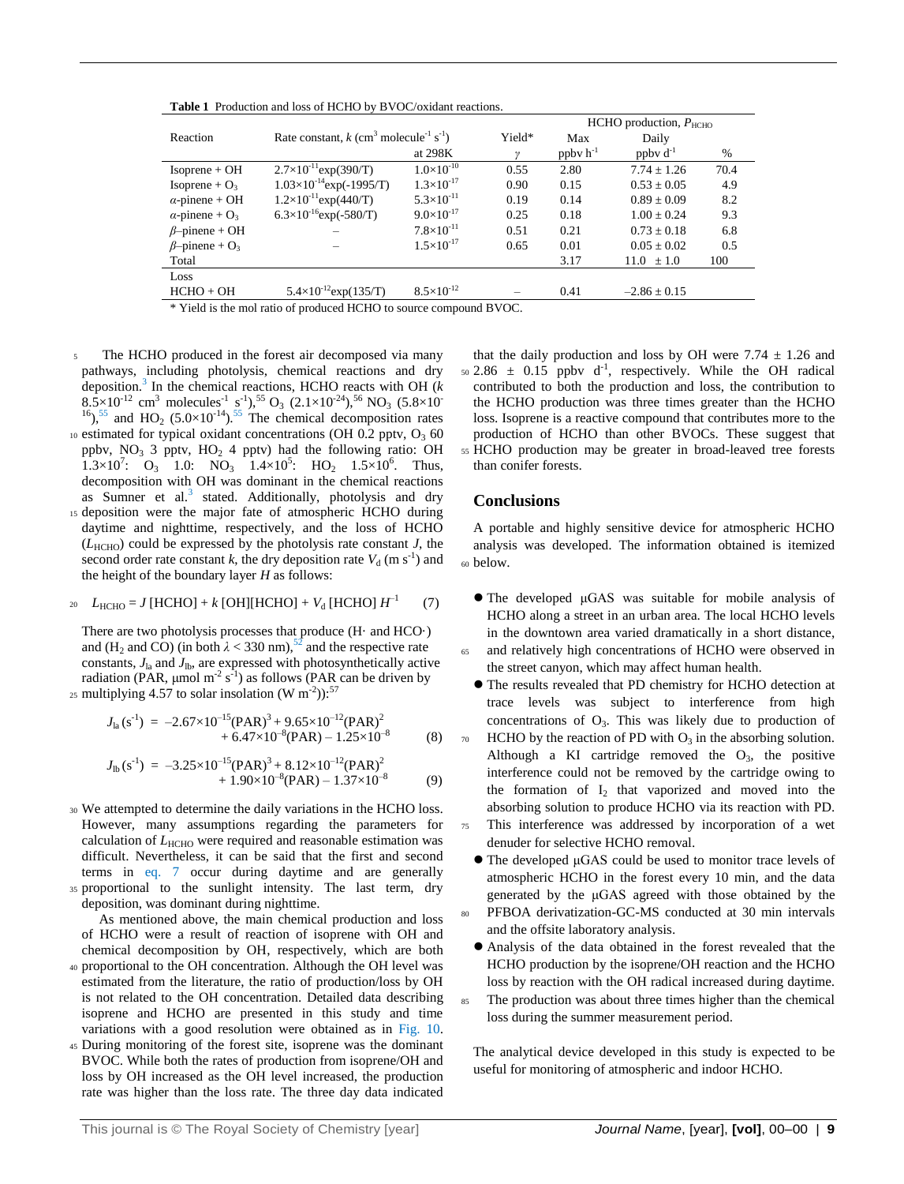**Table 1** Production and loss of HCHO by BVOC/oxidant reactions.

| Reaction | Rate constant, $k$ ($cm^3$ molecule$^{-1}$ $s^{-1}$) | | Yield* | HCHO production, $P_{HCHO}$ | | |
|---|---|---|---|---|---|---|
| | | at 298K | $\gamma$ | Max ppbv $h^{-1}$ | Daily ppbv $d^{-1}$ | % |
| Isoprene + OH | $2.7\times10^{-11}\exp(390/T)$ | $1.0\times10^{-10}$ | 0.55 | 2.80 | $7.74 \pm 1.26$ | 70.4 |
| Isoprene + $O_3$ | $1.03\times10^{-14}\exp(-1995/T)$ | $1.3\times10^{-17}$ | 0.90 | 0.15 | $0.53 \pm 0.05$ | 4.9 |
| $\alpha$-pinene + OH | $1.2\times10^{-11}\exp(440/T)$ | $5.3\times10^{-11}$ | 0.19 | 0.14 | $0.89 \pm 0.09$ | 8.2 |
| $\alpha$-pinene + $O_3$ | $6.3\times10^{-16}\exp(-580/T)$ | $9.0\times10^{-17}$ | 0.25 | 0.18 | $1.00 \pm 0.24$ | 9.3 |
| $\beta$–pinene + OH | – | $7.8\times10^{-11}$ | 0.51 | 0.21 | $0.73 \pm 0.18$ | 6.8 |
| $\beta$–pinene + $O_3$ | – | $1.5\times10^{-17}$ | 0.65 | 0.01 | $0.05 \pm 0.02$ | 0.5 |
| Total | | | | 3.17 | $11.0 \pm 1.0$ | 100 |
| Loss | | | | | | |
| HCHO + OH | $5.4\times10^{-12}\exp(135/T)$ | $8.5\times10^{-12}$ | – | 0.41 | $-2.86 \pm 0.15$ | |

\* Yield is the mol ratio of produced HCHO to source compound BVOC.

The HCHO produced in the forest air decomposed via many pathways, including photolysis, chemical reactions and dry deposition.[3] In the chemical reactions, HCHO reacts with OH ($k$ $8.5\times10^{-12}$ $cm^3$ $molecules^{-1}$ $s^{-1}$),[55] $O_3$ ($2.1\times10^{-24}$),[56] $NO_3$ ($5.8\times10^{-16}$),[55] and $HO_2$ ($5.0\times10^{-14}$).[55] The chemical decomposition rates estimated for typical oxidant concentrations (OH 0.2 pptv, $O_3$ 60 ppbv, $NO_3$ 3 pptv, $HO_2$ 4 pptv) had the following ratio: OH $1.3\times10^7$: $O_3$ 1.0: $NO_3$ $1.4\times10^5$: $HO_2$ $1.5\times10^6$. Thus, decomposition with OH was dominant in the chemical reactions as Sumner et al.[3] stated. Additionally, photolysis and dry deposition were the major fate of atmospheric HCHO during daytime and nighttime, respectively, and the loss of HCHO ($L_{HCHO}$) could be expressed by the photolysis rate constant $J$, the second order rate constant $k$, the dry deposition rate $V_d$ (m $s^{-1}$) and the height of the boundary layer $H$ as follows:

$$L_{HCHO} = J\,[HCHO] + k\,[OH][HCHO] + V_d\,[HCHO]\,H^{-1} \qquad (7)$$

There are two photolysis processes that produce ($H\cdot$ and $HCO\cdot$) and ($H_2$ and CO) (in both $\lambda < 330$ nm),[52] and the respective rate constants, $J_{la}$ and $J_{lb}$, are expressed with photosynthetically active radiation (PAR, μmol $m^{-2}$ $s^{-1}$) as follows (PAR can be driven by multiplying 4.57 to solar insolation (W $m^{-2}$)):[57]

$$J_{la}\,(s^{-1}) = -2.67\times10^{-15}(PAR)^3 + 9.65\times10^{-12}(PAR)^2 + 6.47\times10^{-8}(PAR) - 1.25\times10^{-8} \qquad (8)$$

$$J_{lb}\,(s^{-1}) = -3.25\times10^{-15}(PAR)^3 + 8.12\times10^{-12}(PAR)^2 + 1.90\times10^{-8}(PAR) - 1.37\times10^{-8} \qquad (9)$$

We attempted to determine the daily variations in the HCHO loss. However, many assumptions regarding the parameters for calculation of $L_{HCHO}$ were required and reasonable estimation was difficult. Nevertheless, it can be said that the first and second terms in eq. 7 occur during daytime and are generally proportional to the sunlight intensity. The last term, dry deposition, was dominant during nighttime.

As mentioned above, the main chemical production and loss of HCHO were a result of reaction of isoprene with OH and chemical decomposition by OH, respectively, which are both proportional to the OH concentration. Although the OH level was estimated from the literature, the ratio of production/loss by OH is not related to the OH concentration. Detailed data describing isoprene and HCHO are presented in this study and time variations with a good resolution were obtained as in Fig. 10. During monitoring of the forest site, isoprene was the dominant BVOC. While both the rates of production from isoprene/OH and loss by OH increased as the OH level increased, the production rate was higher than the loss rate. The three day data indicated that the daily production and loss by OH were $7.74 \pm 1.26$ and $2.86 \pm 0.15$ ppbv $d^{-1}$, respectively. While the OH radical contributed to both the production and loss, the contribution to the HCHO production was three times greater than the HCHO loss. Isoprene is a reactive compound that contributes more to the production of HCHO than other BVOCs. These suggest that HCHO production may be greater in broad-leaved tree forests than conifer forests.

## Conclusions

A portable and highly sensitive device for atmospheric HCHO analysis was developed. The information obtained is itemized below.

- The developed μGAS was suitable for mobile analysis of HCHO along a street in an urban area. The local HCHO levels in the downtown area varied dramatically in a short distance, and relatively high concentrations of HCHO were observed in the street canyon, which may affect human health.
- The results revealed that PD chemistry for HCHO detection at trace levels was subject to interference from high concentrations of $O_3$. This was likely due to production of HCHO by the reaction of PD with $O_3$ in the absorbing solution. Although a KI cartridge removed the $O_3$, the positive interference could not be removed by the cartridge owing to the formation of $I_2$ that vaporized and moved into the absorbing solution to produce HCHO via its reaction with PD. This interference was addressed by incorporation of a wet denuder for selective HCHO removal.
- The developed μGAS could be used to monitor trace levels of atmospheric HCHO in the forest every 10 min, and the data generated by the μGAS agreed with those obtained by the PFBOA derivatization-GC-MS conducted at 30 min intervals and the offsite laboratory analysis.
- Analysis of the data obtained in the forest revealed that the HCHO production by the isoprene/OH reaction and the HCHO loss by reaction with the OH radical increased during daytime. The production was about three times higher than the chemical loss during the summer measurement period.

The analytical device developed in this study is expected to be useful for monitoring of atmospheric and indoor HCHO.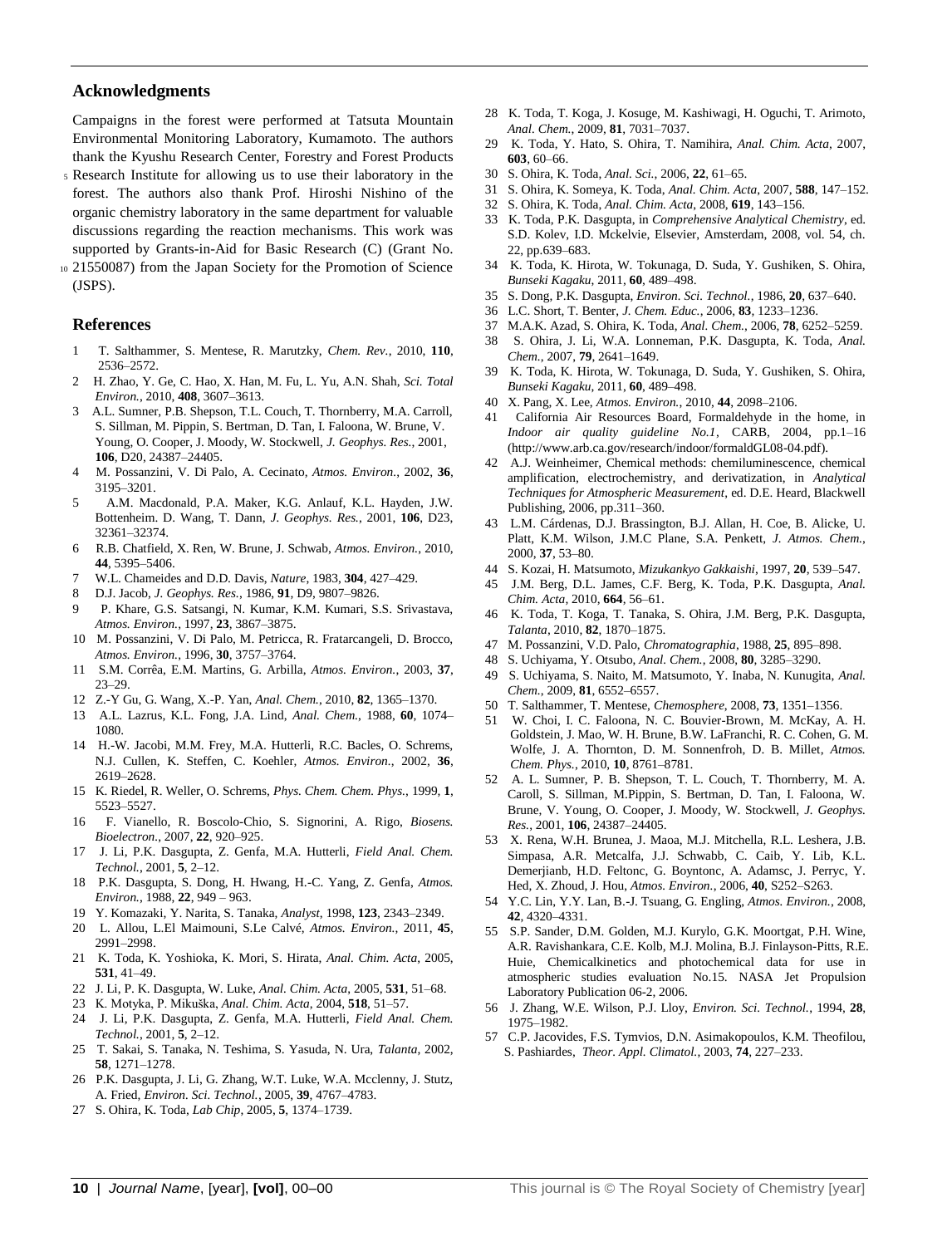## Acknowledgments

Campaigns in the forest were performed at Tatsuta Mountain Environmental Monitoring Laboratory, Kumamoto. The authors thank the Kyushu Research Center, Forestry and Forest Products Research Institute for allowing us to use their laboratory in the forest. The authors also thank Prof. Hiroshi Nishino of the organic chemistry laboratory in the same department for valuable discussions regarding the reaction mechanisms. This work was supported by Grants-in-Aid for Basic Research (C) (Grant No. 21550087) from the Japan Society for the Promotion of Science (JSPS).

## References

1 T. Salthammer, S. Mentese, R. Marutzky, *Chem. Rev.*, 2010, **110**, 2536–2572.
2 H. Zhao, Y. Ge, C. Hao, X. Han, M. Fu, L. Yu, A.N. Shah, *Sci. Total Environ.*, 2010, **408**, 3607–3613.
3 A.L. Sumner, P.B. Shepson, T.L. Couch, T. Thornberry, M.A. Carroll, S. Sillman, M. Pippin, S. Bertman, D. Tan, I. Faloona, W. Brune, V. Young, O. Cooper, J. Moody, W. Stockwell, *J. Geophys. Res.*, 2001, **106**, D20, 24387–24405.
4 M. Possanzini, V. Di Palo, A. Cecinato, *Atmos. Environ.*, 2002, **36**, 3195–3201.
5 A.M. Macdonald, P.A. Maker, K.G. Anlauf, K.L. Hayden, J.W. Bottenheim. D. Wang, T. Dann, *J. Geophys. Res.*, 2001, **106**, D23, 32361–32374.
6 R.B. Chatfield, X. Ren, W. Brune, J. Schwab, *Atmos. Environ.*, 2010, **44**, 5395–5406.
7 W.L. Chameides and D.D. Davis, *Nature*, 1983, **304**, 427–429.
8 D.J. Jacob, *J. Geophys. Res.*, 1986, **91**, D9, 9807–9826.
9 P. Khare, G.S. Satsangi, N. Kumar, K.M. Kumari, S.S. Srivastava, *Atmos. Environ.*, 1997, **23**, 3867–3875.
10 M. Possanzini, V. Di Palo, M. Petricca, R. Fratarcangeli, D. Brocco, *Atmos. Environ.*, 1996, **30**, 3757–3764.
11 S.M. Corrêa, E.M. Martins, G. Arbilla, *Atmos. Environ.*, 2003, **37**, 23–29.
12 Z.-Y Gu, G. Wang, X.-P. Yan, *Anal. Chem.*, 2010, **82**, 1365–1370.
13 A.L. Lazrus, K.L. Fong, J.A. Lind, *Anal. Chem.*, 1988, **60**, 1074–1080.
14 H.-W. Jacobi, M.M. Frey, M.A. Hutterli, R.C. Bacles, O. Schrems, N.J. Cullen, K. Steffen, C. Koehler, *Atmos. Environ.*, 2002, **36**, 2619–2628.
15 K. Riedel, R. Weller, O. Schrems, *Phys. Chem. Chem. Phys.*, 1999, **1**, 5523–5527.
16 F. Vianello, R. Boscolo-Chio, S. Signorini, A. Rigo, *Biosens. Bioelectron.*, 2007, **22**, 920–925.
17 J. Li, P.K. Dasgupta, Z. Genfa, M.A. Hutterli, *Field Anal. Chem. Technol.*, 2001, **5**, 2–12.
18 P.K. Dasgupta, S. Dong, H. Hwang, H.-C. Yang, Z. Genfa, *Atmos. Environ.*, 1988, **22**, 949 – 963.
19 Y. Komazaki, Y. Narita, S. Tanaka, *Analyst*, 1998, **123**, 2343–2349.
20 L. Allou, L.El Maimouni, S.Le Calvé, *Atmos. Environ.*, 2011, **45**, 2991–2998.
21 K. Toda, K. Yoshioka, K. Mori, S. Hirata, *Anal. Chim. Acta*, 2005, **531**, 41–49.
22 J. Li, P. K. Dasgupta, W. Luke, *Anal. Chim. Acta*, 2005, **531**, 51–68.
23 K. Motyka, P. Mikuška, *Anal. Chim. Acta*, 2004, **518**, 51–57.
24 J. Li, P.K. Dasgupta, Z. Genfa, M.A. Hutterli, *Field Anal. Chem. Technol.*, 2001, **5**, 2–12.
25 T. Sakai, S. Tanaka, N. Teshima, S. Yasuda, N. Ura, *Talanta*, 2002, **58**, 1271–1278.
26 P.K. Dasgupta, J. Li, G. Zhang, W.T. Luke, W.A. Mcclenny, J. Stutz, A. Fried, *Environ. Sci. Technol.*, 2005, **39**, 4767–4783.
27 S. Ohira, K. Toda, *Lab Chip*, 2005, **5**, 1374–1739.
28 K. Toda, T. Koga, J. Kosuge, M. Kashiwagi, H. Oguchi, T. Arimoto, *Anal. Chem.*, 2009, **81**, 7031–7037.
29 K. Toda, Y. Hato, S. Ohira, T. Namihira, *Anal. Chim. Acta*, 2007, **603**, 60–66.
30 S. Ohira, K. Toda, *Anal. Sci.*, 2006, **22**, 61–65.
31 S. Ohira, K. Someya, K. Toda, *Anal. Chim. Acta*, 2007, **588**, 147–152.
32 S. Ohira, K. Toda, *Anal. Chim. Acta*, 2008, **619**, 143–156.
33 K. Toda, P.K. Dasgupta, in *Comprehensive Analytical Chemistry*, ed. S.D. Kolev, I.D. Mckelvie, Elsevier, Amsterdam, 2008, vol. 54, ch. 22, pp.639–683.
34 K. Toda, K. Hirota, W. Tokunaga, D. Suda, Y. Gushiken, S. Ohira, *Bunseki Kagaku*, 2011, **60**, 489–498.
35 S. Dong, P.K. Dasgupta, *Environ. Sci. Technol.*, 1986, **20**, 637–640.
36 L.C. Short, T. Benter, *J. Chem. Educ.*, 2006, **83**, 1233–1236.
37 M.A.K. Azad, S. Ohira, K. Toda, *Anal. Chem.*, 2006, **78**, 6252–5259.
38 S. Ohira, J. Li, W.A. Lonneman, P.K. Dasgupta, K. Toda, *Anal. Chem.*, 2007, **79**, 2641–1649.
39 K. Toda, K. Hirota, W. Tokunaga, D. Suda, Y. Gushiken, S. Ohira, *Bunseki Kagaku*, 2011, **60**, 489–498.
40 X. Pang, X. Lee, *Atmos. Environ.*, 2010, **44**, 2098–2106.
41 California Air Resources Board, Formaldehyde in the home, in *Indoor air quality guideline No.1*, CARB, 2004, pp.1–16 (http://www.arb.ca.gov/research/indoor/formaldGL08-04.pdf).
42 A.J. Weinheimer, Chemical methods: chemiluminescence, chemical amplification, electrochemistry, and derivatization, in *Analytical Techniques for Atmospheric Measurement*, ed. D.E. Heard, Blackwell Publishing, 2006, pp.311–360.
43 L.M. Cárdenas, D.J. Brassington, B.J. Allan, H. Coe, B. Alicke, U. Platt, K.M. Wilson, J.M.C Plane, S.A. Penkett, *J. Atmos. Chem.*, 2000, **37**, 53–80.
44 S. Kozai, H. Matsumoto, *Mizukankyo Gakkaishi*, 1997, **20**, 539–547.
45 J.M. Berg, D.L. James, C.F. Berg, K. Toda, P.K. Dasgupta, *Anal. Chim. Acta*, 2010, **664**, 56–61.
46 K. Toda, T. Koga, T. Tanaka, S. Ohira, J.M. Berg, P.K. Dasgupta, *Talanta*, 2010, **82**, 1870–1875.
47 M. Possanzini, V.D. Palo, *Chromatographia*, 1988, **25**, 895–898.
48 S. Uchiyama, Y. Otsubo, *Anal. Chem.*, 2008, **80**, 3285–3290.
49 S. Uchiyama, S. Naito, M. Matsumoto, Y. Inaba, N. Kunugita, *Anal. Chem.*, 2009, **81**, 6552–6557.
50 T. Salthammer, T. Mentese, *Chemosphere*, 2008, **73**, 1351–1356.
51 W. Choi, I. C. Faloona, N. C. Bouvier-Brown, M. McKay, A. H. Goldstein, J. Mao, W. H. Brune, B.W. LaFranchi, R. C. Cohen, G. M. Wolfe, J. A. Thornton, D. M. Sonnenfroh, D. B. Millet, *Atmos. Chem. Phys.*, 2010, **10**, 8761–8781.
52 A. L. Sumner, P. B. Shepson, T. L. Couch, T. Thornberry, M. A. Caroll, S. Sillman, M.Pippin, S. Bertman, D. Tan, I. Faloona, W. Brune, V. Young, O. Cooper, J. Moody, W. Stockwell, *J. Geophys. Res.*, 2001, **106**, 24387–24405.
53 X. Rena, W.H. Brunea, J. Maoa, M.J. Mitchella, R.L. Leshera, J.B. Simpasa, A.R. Metcalfa, J.J. Schwabb, C. Caib, Y. Lib, K.L. Demerjianb, H.D. Feltonc, G. Boyntonc, A. Adamsc, J. Perryc, Y. Hed, X. Zhoud, J. Hou, *Atmos. Environ.*, 2006, **40**, S252–S263.
54 Y.C. Lin, Y.Y. Lan, B.-J. Tsuang, G. Engling, *Atmos. Environ.*, 2008, **42**, 4320–4331.
55 S.P. Sander, D.M. Golden, M.J. Kurylo, G.K. Moortgat, P.H. Wine, A.R. Ravishankara, C.E. Kolb, M.J. Molina, B.J. Finlayson-Pitts, R.E. Huie, Chemicalkinetics and photochemical data for use in atmospheric studies evaluation No.15. NASA Jet Propulsion Laboratory Publication 06-2, 2006.
56 J. Zhang, W.E. Wilson, P.J. Lloy, *Environ. Sci. Technol.*, 1994, **28**, 1975–1982.
57 C.P. Jacovides, F.S. Tymvios, D.N. Asimakopoulos, K.M. Theofilou, S. Pashiardes, *Theor. Appl. Climatol.*, 2003, **74**, 227–233.